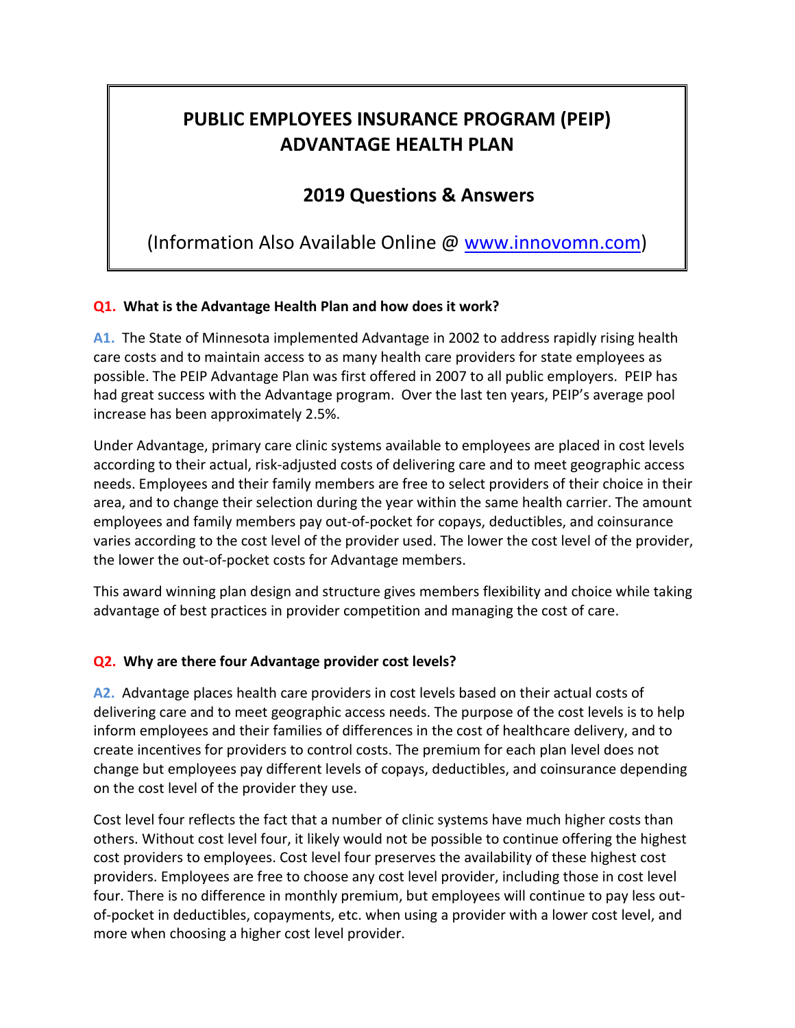# PUBLIC EMPLOYEES INSURANCE PROGRAM (PEIP) ADVANTAGE HEALTH PLAN

## 2019 Questions & Answers

(Information Also Available Online @ [www.innovomn.com](http://www.innovomn.com))

**Q1. What is the Advantage Health Plan and how does it work?**

**A1.** The State of Minnesota implemented Advantage in 2002 to address rapidly rising health care costs and to maintain access to as many health care providers for state employees as possible. The PEIP Advantage Plan was first offered in 2007 to all public employers. PEIP has had great success with the Advantage program. Over the last ten years, PEIP's average pool increase has been approximately 2.5%.

Under Advantage, primary care clinic systems available to employees are placed in cost levels according to their actual, risk-adjusted costs of delivering care and to meet geographic access needs. Employees and their family members are free to select providers of their choice in their area, and to change their selection during the year within the same health carrier. The amount employees and family members pay out-of-pocket for copays, deductibles, and coinsurance varies according to the cost level of the provider used. The lower the cost level of the provider, the lower the out-of-pocket costs for Advantage members.

This award winning plan design and structure gives members flexibility and choice while taking advantage of best practices in provider competition and managing the cost of care.

**Q2. Why are there four Advantage provider cost levels?**

**A2.** Advantage places health care providers in cost levels based on their actual costs of delivering care and to meet geographic access needs. The purpose of the cost levels is to help inform employees and their families of differences in the cost of healthcare delivery, and to create incentives for providers to control costs. The premium for each plan level does not change but employees pay different levels of copays, deductibles, and coinsurance depending on the cost level of the provider they use.

Cost level four reflects the fact that a number of clinic systems have much higher costs than others. Without cost level four, it likely would not be possible to continue offering the highest cost providers to employees. Cost level four preserves the availability of these highest cost providers. Employees are free to choose any cost level provider, including those in cost level four. There is no difference in monthly premium, but employees will continue to pay less out-of-pocket in deductibles, copayments, etc. when using a provider with a lower cost level, and more when choosing a higher cost level provider.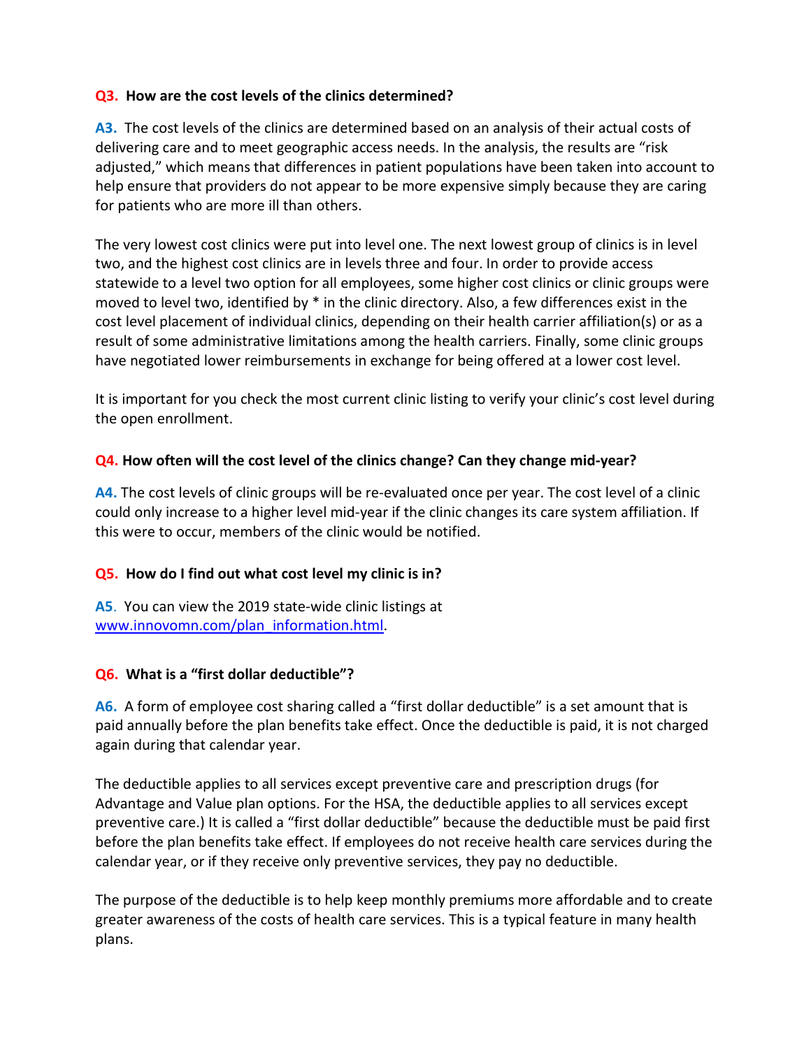**Q3. How are the cost levels of the clinics determined?**

**A3.** The cost levels of the clinics are determined based on an analysis of their actual costs of delivering care and to meet geographic access needs. In the analysis, the results are "risk adjusted," which means that differences in patient populations have been taken into account to help ensure that providers do not appear to be more expensive simply because they are caring for patients who are more ill than others.

The very lowest cost clinics were put into level one. The next lowest group of clinics is in level two, and the highest cost clinics are in levels three and four. In order to provide access statewide to a level two option for all employees, some higher cost clinics or clinic groups were moved to level two, identified by * in the clinic directory. Also, a few differences exist in the cost level placement of individual clinics, depending on their health carrier affiliation(s) or as a result of some administrative limitations among the health carriers. Finally, some clinic groups have negotiated lower reimbursements in exchange for being offered at a lower cost level.

It is important for you check the most current clinic listing to verify your clinic's cost level during the open enrollment.

**Q4. How often will the cost level of the clinics change? Can they change mid-year?**

**A4.** The cost levels of clinic groups will be re-evaluated once per year. The cost level of a clinic could only increase to a higher level mid-year if the clinic changes its care system affiliation. If this were to occur, members of the clinic would be notified.

**Q5. How do I find out what cost level my clinic is in?**

**A5**. You can view the 2019 state-wide clinic listings at [www.innovomn.com/plan_information.html](www.innovomn.com/plan_information.html).

**Q6. What is a "first dollar deductible"?**

**A6.** A form of employee cost sharing called a "first dollar deductible" is a set amount that is paid annually before the plan benefits take effect. Once the deductible is paid, it is not charged again during that calendar year.

The deductible applies to all services except preventive care and prescription drugs (for Advantage and Value plan options. For the HSA, the deductible applies to all services except preventive care.) It is called a "first dollar deductible" because the deductible must be paid first before the plan benefits take effect. If employees do not receive health care services during the calendar year, or if they receive only preventive services, they pay no deductible.

The purpose of the deductible is to help keep monthly premiums more affordable and to create greater awareness of the costs of health care services. This is a typical feature in many health plans.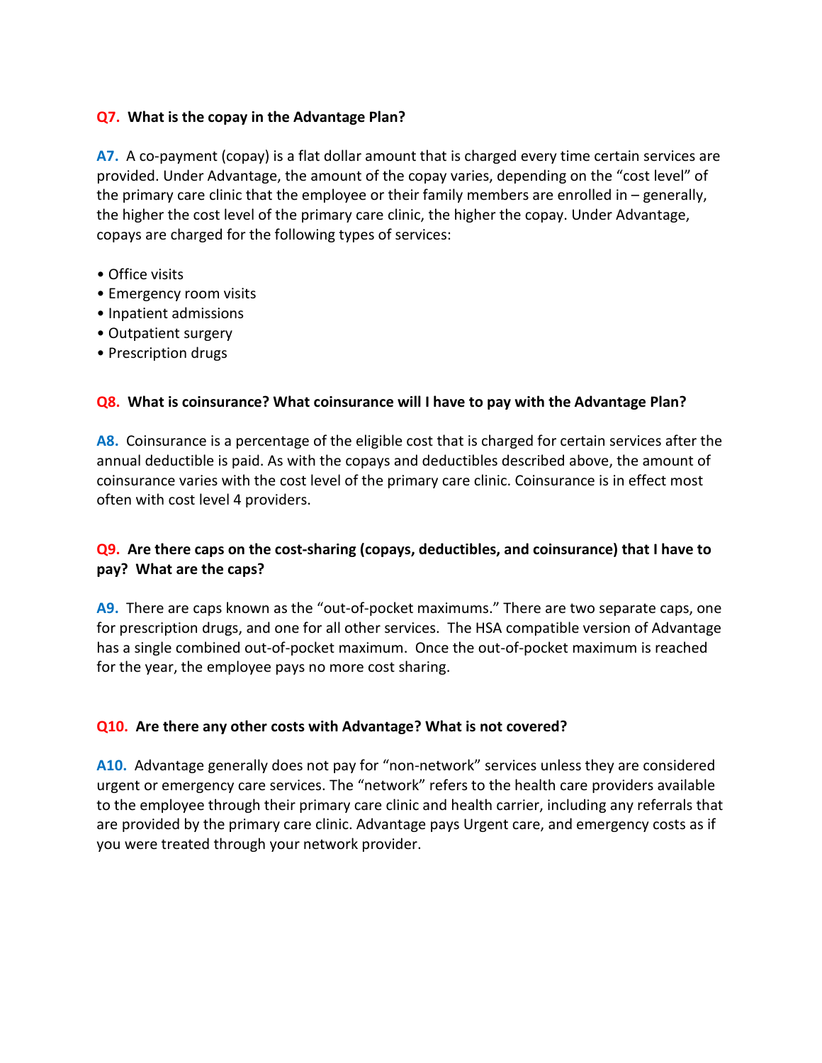**Q7. What is the copay in the Advantage Plan?**

**A7.** A co-payment (copay) is a flat dollar amount that is charged every time certain services are provided. Under Advantage, the amount of the copay varies, depending on the "cost level" of the primary care clinic that the employee or their family members are enrolled in – generally, the higher the cost level of the primary care clinic, the higher the copay. Under Advantage, copays are charged for the following types of services:

- Office visits
- Emergency room visits
- Inpatient admissions
- Outpatient surgery
- Prescription drugs

**Q8. What is coinsurance? What coinsurance will I have to pay with the Advantage Plan?**

**A8.** Coinsurance is a percentage of the eligible cost that is charged for certain services after the annual deductible is paid. As with the copays and deductibles described above, the amount of coinsurance varies with the cost level of the primary care clinic. Coinsurance is in effect most often with cost level 4 providers.

**Q9. Are there caps on the cost-sharing (copays, deductibles, and coinsurance) that I have to pay? What are the caps?**

**A9.** There are caps known as the "out-of-pocket maximums." There are two separate caps, one for prescription drugs, and one for all other services. The HSA compatible version of Advantage has a single combined out-of-pocket maximum. Once the out-of-pocket maximum is reached for the year, the employee pays no more cost sharing.

**Q10. Are there any other costs with Advantage? What is not covered?**

**A10.** Advantage generally does not pay for "non-network" services unless they are considered urgent or emergency care services. The "network" refers to the health care providers available to the employee through their primary care clinic and health carrier, including any referrals that are provided by the primary care clinic. Advantage pays Urgent care, and emergency costs as if you were treated through your network provider.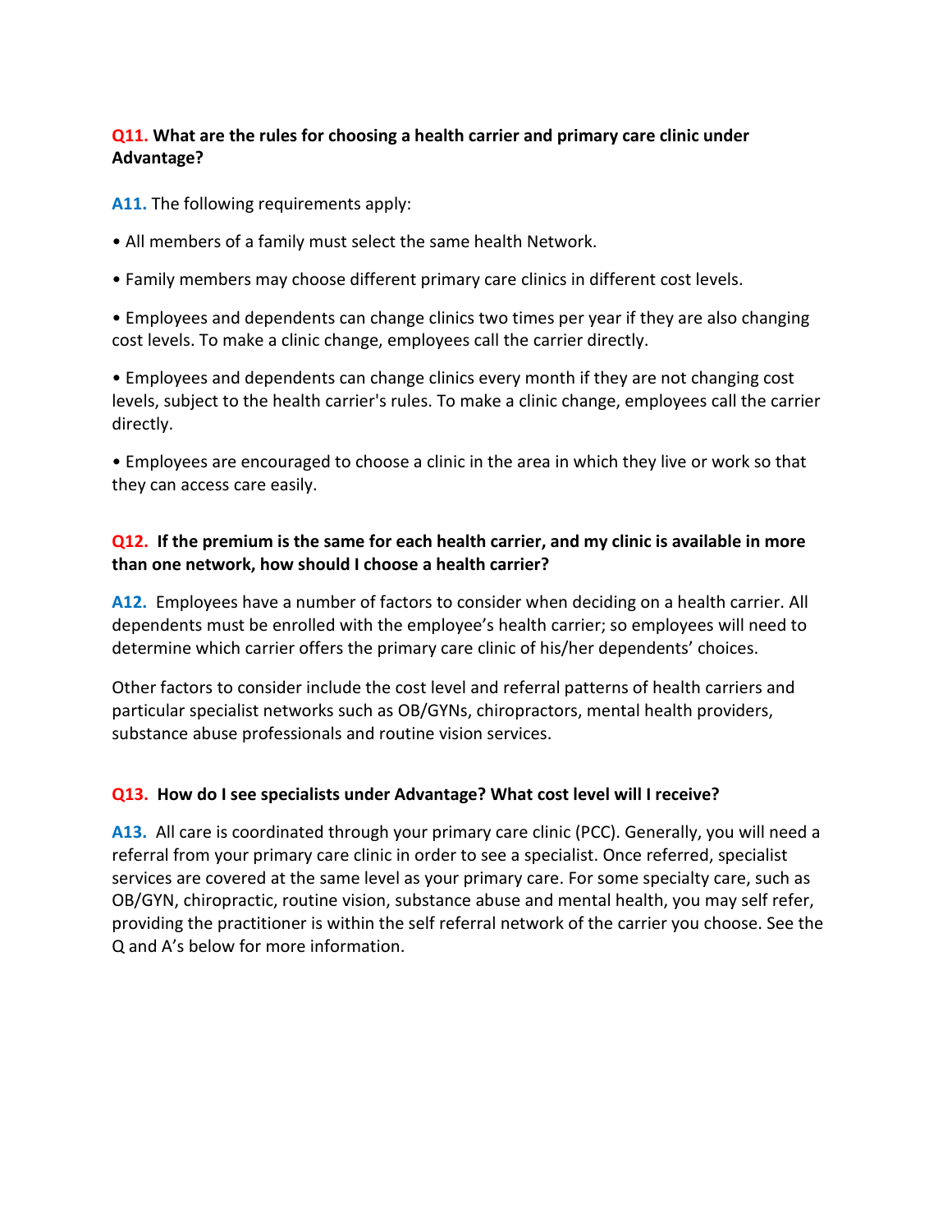**Q11. What are the rules for choosing a health carrier and primary care clinic under Advantage?**

**A11.** The following requirements apply:

- All members of a family must select the same health Network.
- Family members may choose different primary care clinics in different cost levels.
- Employees and dependents can change clinics two times per year if they are also changing cost levels. To make a clinic change, employees call the carrier directly.
- Employees and dependents can change clinics every month if they are not changing cost levels, subject to the health carrier's rules. To make a clinic change, employees call the carrier directly.
- Employees are encouraged to choose a clinic in the area in which they live or work so that they can access care easily.

**Q12. If the premium is the same for each health carrier, and my clinic is available in more than one network, how should I choose a health carrier?**

**A12.** Employees have a number of factors to consider when deciding on a health carrier. All dependents must be enrolled with the employee's health carrier; so employees will need to determine which carrier offers the primary care clinic of his/her dependents' choices.

Other factors to consider include the cost level and referral patterns of health carriers and particular specialist networks such as OB/GYNs, chiropractors, mental health providers, substance abuse professionals and routine vision services.

**Q13. How do I see specialists under Advantage? What cost level will I receive?**

**A13.** All care is coordinated through your primary care clinic (PCC). Generally, you will need a referral from your primary care clinic in order to see a specialist. Once referred, specialist services are covered at the same level as your primary care. For some specialty care, such as OB/GYN, chiropractic, routine vision, substance abuse and mental health, you may self refer, providing the practitioner is within the self referral network of the carrier you choose. See the Q and A's below for more information.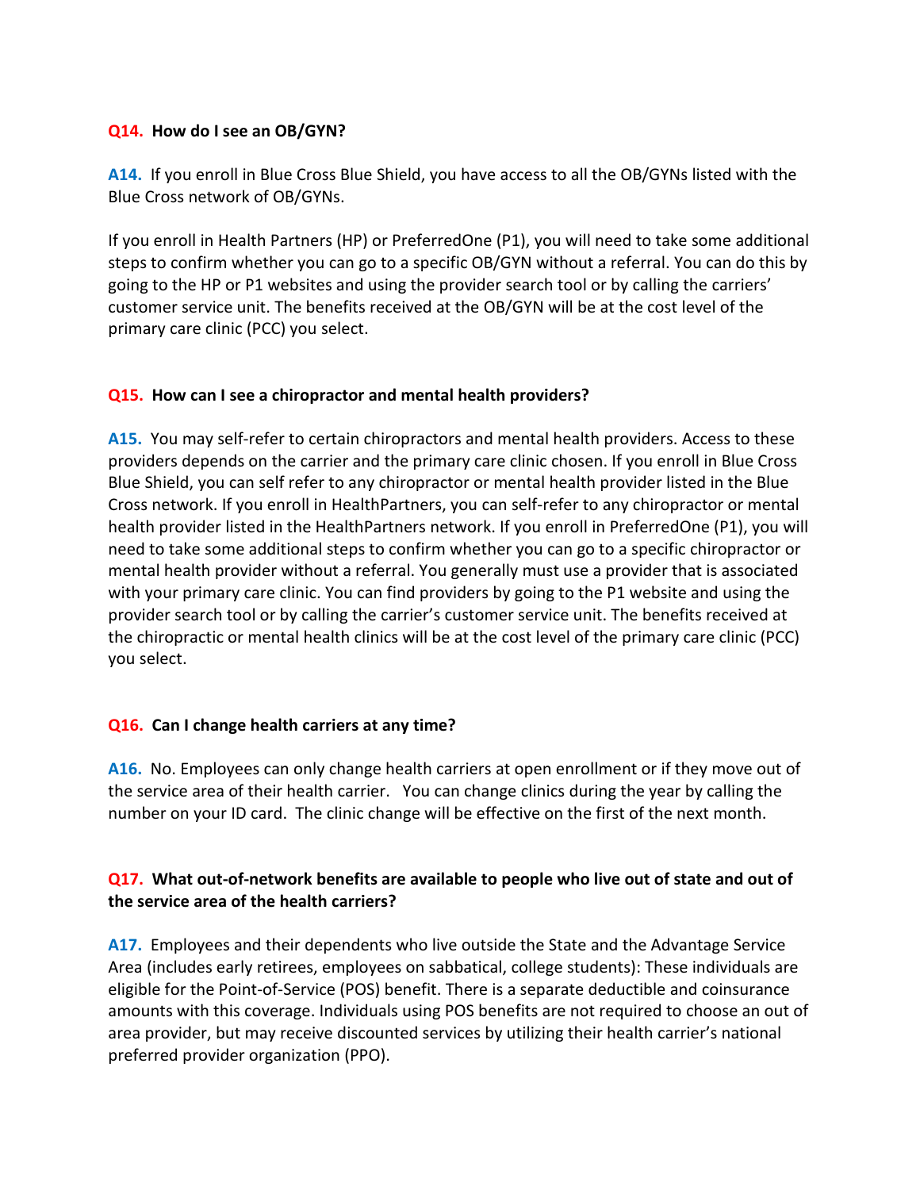**Q14. How do I see an OB/GYN?**

**A14.** If you enroll in Blue Cross Blue Shield, you have access to all the OB/GYNs listed with the Blue Cross network of OB/GYNs.

If you enroll in Health Partners (HP) or PreferredOne (P1), you will need to take some additional steps to confirm whether you can go to a specific OB/GYN without a referral. You can do this by going to the HP or P1 websites and using the provider search tool or by calling the carriers' customer service unit. The benefits received at the OB/GYN will be at the cost level of the primary care clinic (PCC) you select.

**Q15. How can I see a chiropractor and mental health providers?**

**A15.** You may self-refer to certain chiropractors and mental health providers. Access to these providers depends on the carrier and the primary care clinic chosen. If you enroll in Blue Cross Blue Shield, you can self refer to any chiropractor or mental health provider listed in the Blue Cross network. If you enroll in HealthPartners, you can self-refer to any chiropractor or mental health provider listed in the HealthPartners network. If you enroll in PreferredOne (P1), you will need to take some additional steps to confirm whether you can go to a specific chiropractor or mental health provider without a referral. You generally must use a provider that is associated with your primary care clinic. You can find providers by going to the P1 website and using the provider search tool or by calling the carrier's customer service unit. The benefits received at the chiropractic or mental health clinics will be at the cost level of the primary care clinic (PCC) you select.

**Q16. Can I change health carriers at any time?**

**A16.** No. Employees can only change health carriers at open enrollment or if they move out of the service area of their health carrier. You can change clinics during the year by calling the number on your ID card. The clinic change will be effective on the first of the next month.

**Q17. What out-of-network benefits are available to people who live out of state and out of the service area of the health carriers?**

**A17.** Employees and their dependents who live outside the State and the Advantage Service Area (includes early retirees, employees on sabbatical, college students): These individuals are eligible for the Point-of-Service (POS) benefit. There is a separate deductible and coinsurance amounts with this coverage. Individuals using POS benefits are not required to choose an out of area provider, but may receive discounted services by utilizing their health carrier's national preferred provider organization (PPO).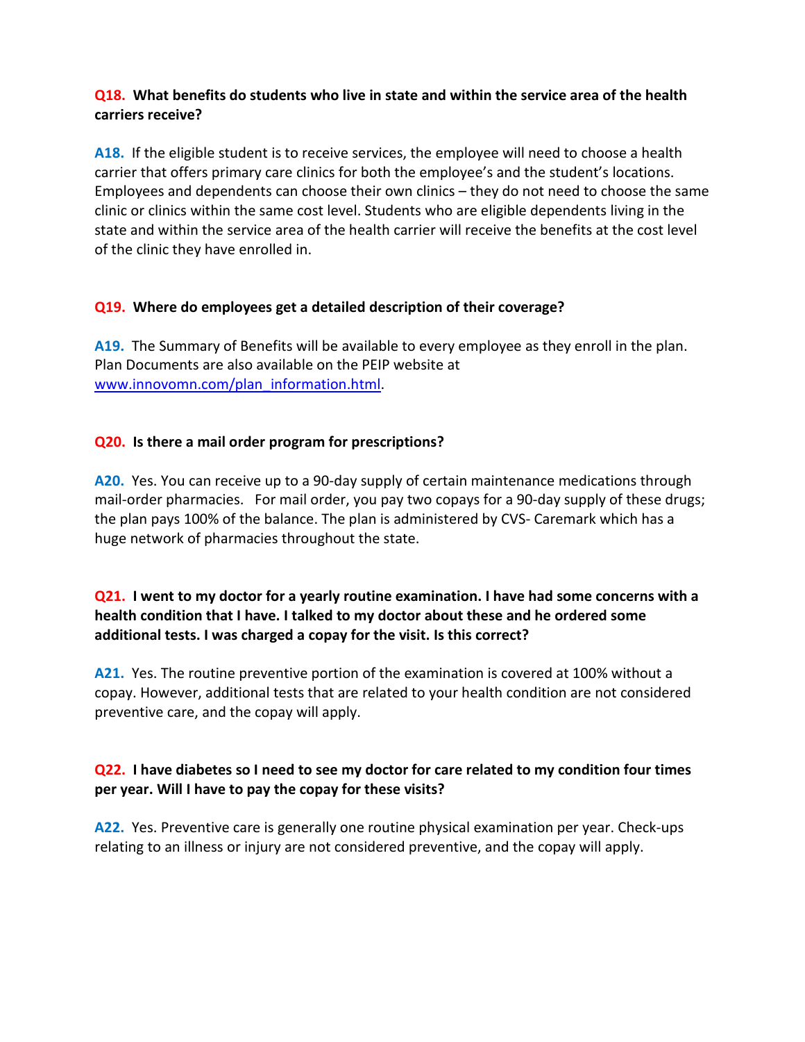**Q18. What benefits do students who live in state and within the service area of the health carriers receive?**

**A18.** If the eligible student is to receive services, the employee will need to choose a health carrier that offers primary care clinics for both the employee's and the student's locations. Employees and dependents can choose their own clinics – they do not need to choose the same clinic or clinics within the same cost level. Students who are eligible dependents living in the state and within the service area of the health carrier will receive the benefits at the cost level of the clinic they have enrolled in.

**Q19. Where do employees get a detailed description of their coverage?**

**A19.** The Summary of Benefits will be available to every employee as they enroll in the plan. Plan Documents are also available on the PEIP website at [www.innovomn.com/plan_information.html](www.innovomn.com/plan_information.html).

**Q20. Is there a mail order program for prescriptions?**

**A20.** Yes. You can receive up to a 90-day supply of certain maintenance medications through mail-order pharmacies. For mail order, you pay two copays for a 90-day supply of these drugs; the plan pays 100% of the balance. The plan is administered by CVS- Caremark which has a huge network of pharmacies throughout the state.

**Q21. I went to my doctor for a yearly routine examination. I have had some concerns with a health condition that I have. I talked to my doctor about these and he ordered some additional tests. I was charged a copay for the visit. Is this correct?**

**A21.** Yes. The routine preventive portion of the examination is covered at 100% without a copay. However, additional tests that are related to your health condition are not considered preventive care, and the copay will apply.

**Q22. I have diabetes so I need to see my doctor for care related to my condition four times per year. Will I have to pay the copay for these visits?**

**A22.** Yes. Preventive care is generally one routine physical examination per year. Check-ups relating to an illness or injury are not considered preventive, and the copay will apply.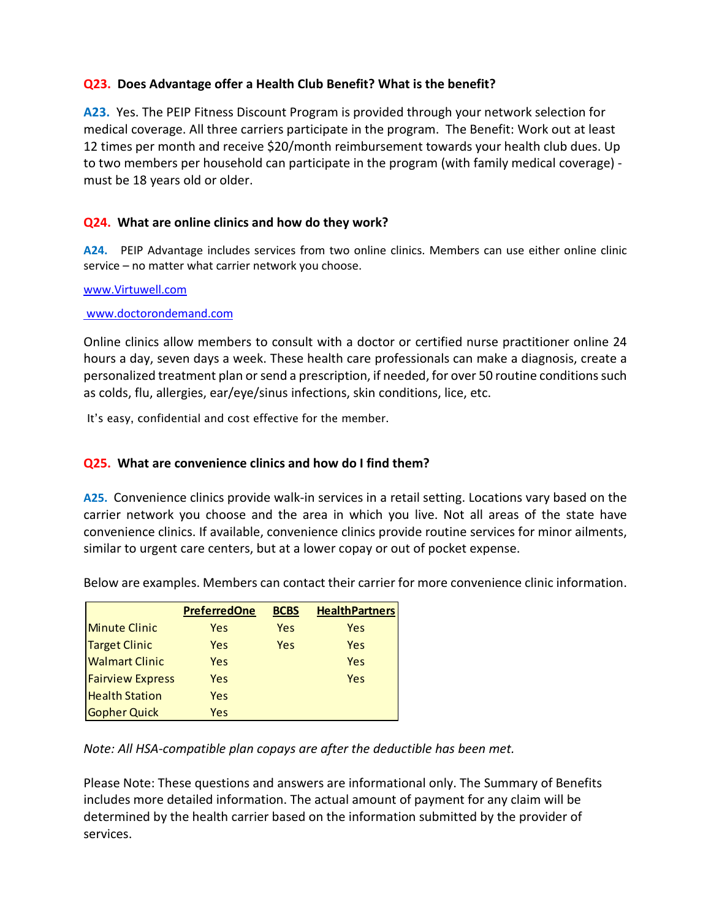**Q23. Does Advantage offer a Health Club Benefit? What is the benefit?**

**A23.** Yes. The PEIP Fitness Discount Program is provided through your network selection for medical coverage. All three carriers participate in the program. The Benefit: Work out at least 12 times per month and receive $20/month reimbursement towards your health club dues. Up to two members per household can participate in the program (with family medical coverage) - must be 18 years old or older.

**Q24. What are online clinics and how do they work?**

**A24.** PEIP Advantage includes services from two online clinics. Members can use either online clinic service – no matter what carrier network you choose.

www.Virtuwell.com

www.doctorondemand.com

Online clinics allow members to consult with a doctor or certified nurse practitioner online 24 hours a day, seven days a week. These health care professionals can make a diagnosis, create a personalized treatment plan or send a prescription, if needed, for over 50 routine conditions such as colds, flu, allergies, ear/eye/sinus infections, skin conditions, lice, etc.

It's easy, confidential and cost effective for the member.

**Q25. What are convenience clinics and how do I find them?**

**A25.** Convenience clinics provide walk-in services in a retail setting. Locations vary based on the carrier network you choose and the area in which you live. Not all areas of the state have convenience clinics. If available, convenience clinics provide routine services for minor ailments, similar to urgent care centers, but at a lower copay or out of pocket expense.

Below are examples. Members can contact their carrier for more convenience clinic information.

| | PreferredOne | BCBS | HealthPartners |
|---|---|---|---|
| Minute Clinic | Yes | Yes | Yes |
| Target Clinic | Yes | Yes | Yes |
| Walmart Clinic | Yes | | Yes |
| Fairview Express | Yes | | Yes |
| Health Station | Yes | | |
| Gopher Quick | Yes | | |

*Note: All HSA-compatible plan copays are after the deductible has been met.*

Please Note: These questions and answers are informational only. The Summary of Benefits includes more detailed information. The actual amount of payment for any claim will be determined by the health carrier based on the information submitted by the provider of services.